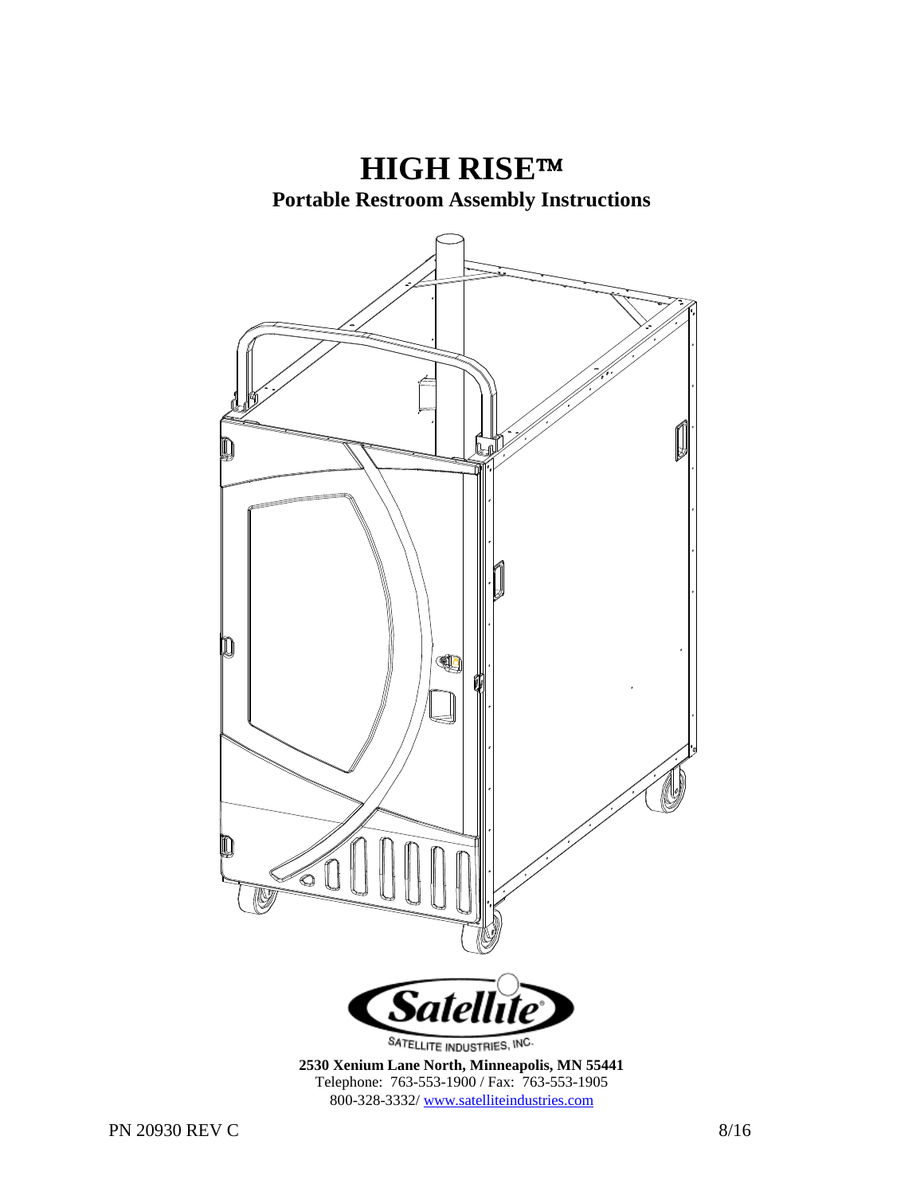# HIGH RISE™

## Portable Restroom Assembly Instructions

SATELLITE INDUSTRIES, INC.

**2530 Xenium Lane North, Minneapolis, MN 55441**
Telephone: 763-553-1900 / Fax: 763-553-1905
800-328-3332/ www.satelliteindustries.com

PN 20930 REV C 8/16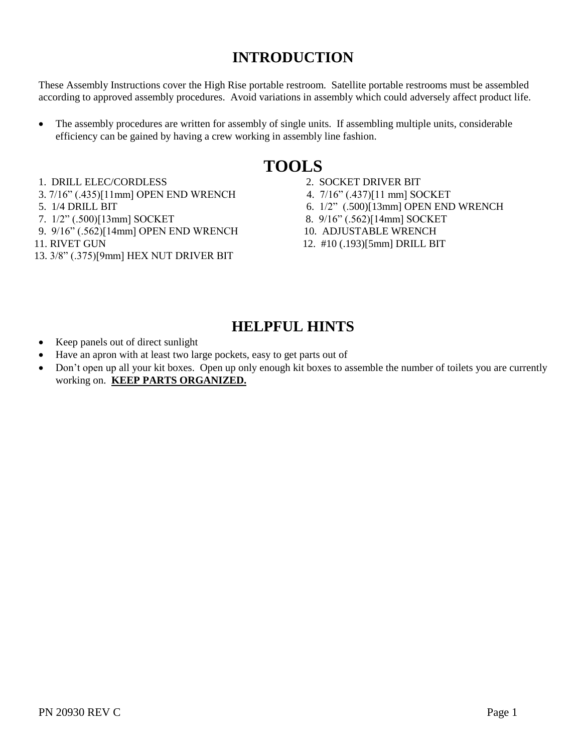# INTRODUCTION

These Assembly Instructions cover the High Rise portable restroom. Satellite portable restrooms must be assembled according to approved assembly procedures. Avoid variations in assembly which could adversely affect product life.

- The assembly procedures are written for assembly of single units. If assembling multiple units, considerable efficiency can be gained by having a crew working in assembly line fashion.

# TOOLS

1. DRILL ELEC/CORDLESS
2. SOCKET DRIVER BIT
3. 7/16" (.435)[11mm] OPEN END WRENCH
4. 7/16" (.437)[11 mm] SOCKET
5. 1/4 DRILL BIT
6. 1/2" (.500)[13mm] OPEN END WRENCH
7. 1/2" (.500)[13mm] SOCKET
8. 9/16" (.562)[14mm] SOCKET
9. 9/16" (.562)[14mm] OPEN END WRENCH
10. ADJUSTABLE WRENCH
11. RIVET GUN
12. #10 (.193)[5mm] DRILL BIT
13. 3/8" (.375)[9mm] HEX NUT DRIVER BIT

# HELPFUL HINTS

- Keep panels out of direct sunlight
- Have an apron with at least two large pockets, easy to get parts out of
- Don't open up all your kit boxes. Open up only enough kit boxes to assemble the number of toilets you are currently working on. **KEEP PARTS ORGANIZED.**

PN 20930 REV C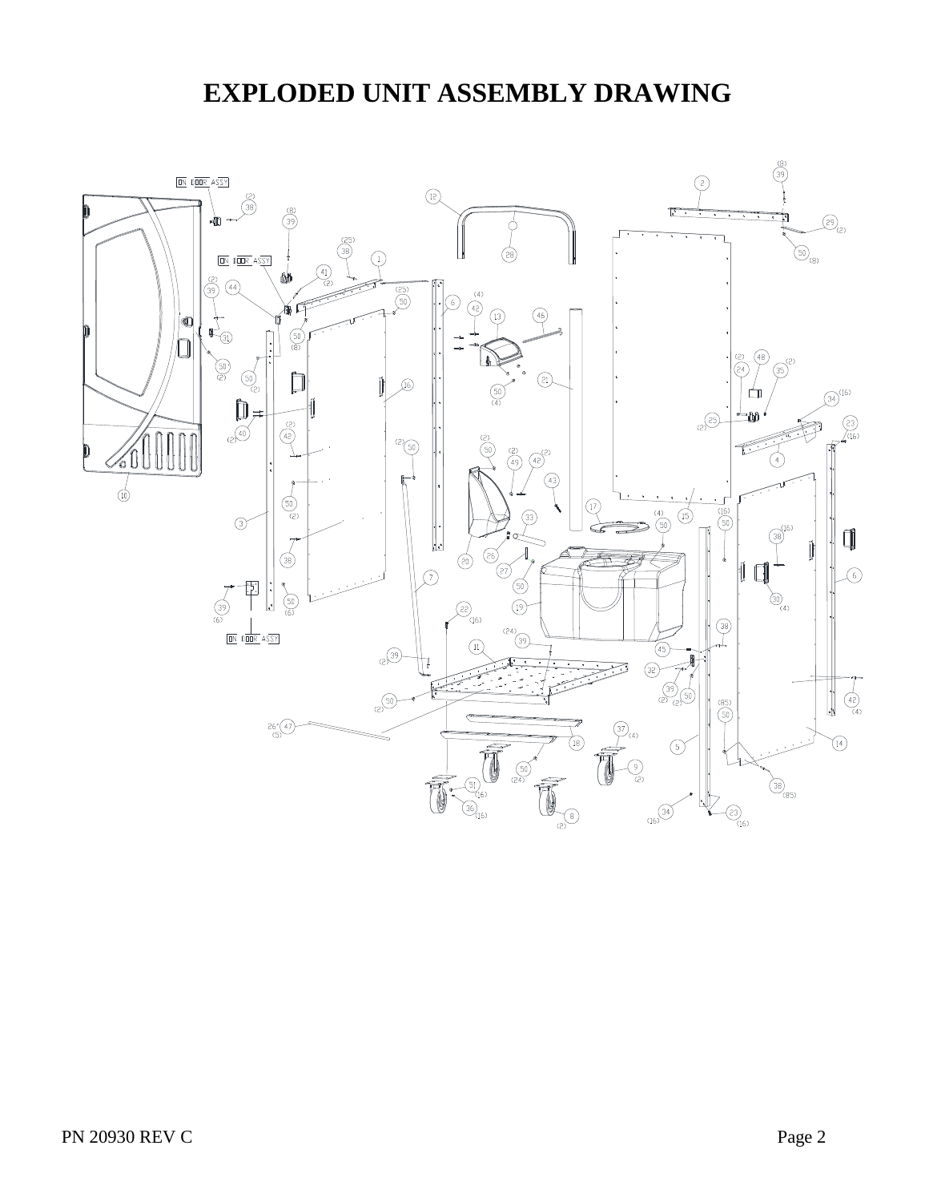# EXPLODED UNIT ASSEMBLY DRAWING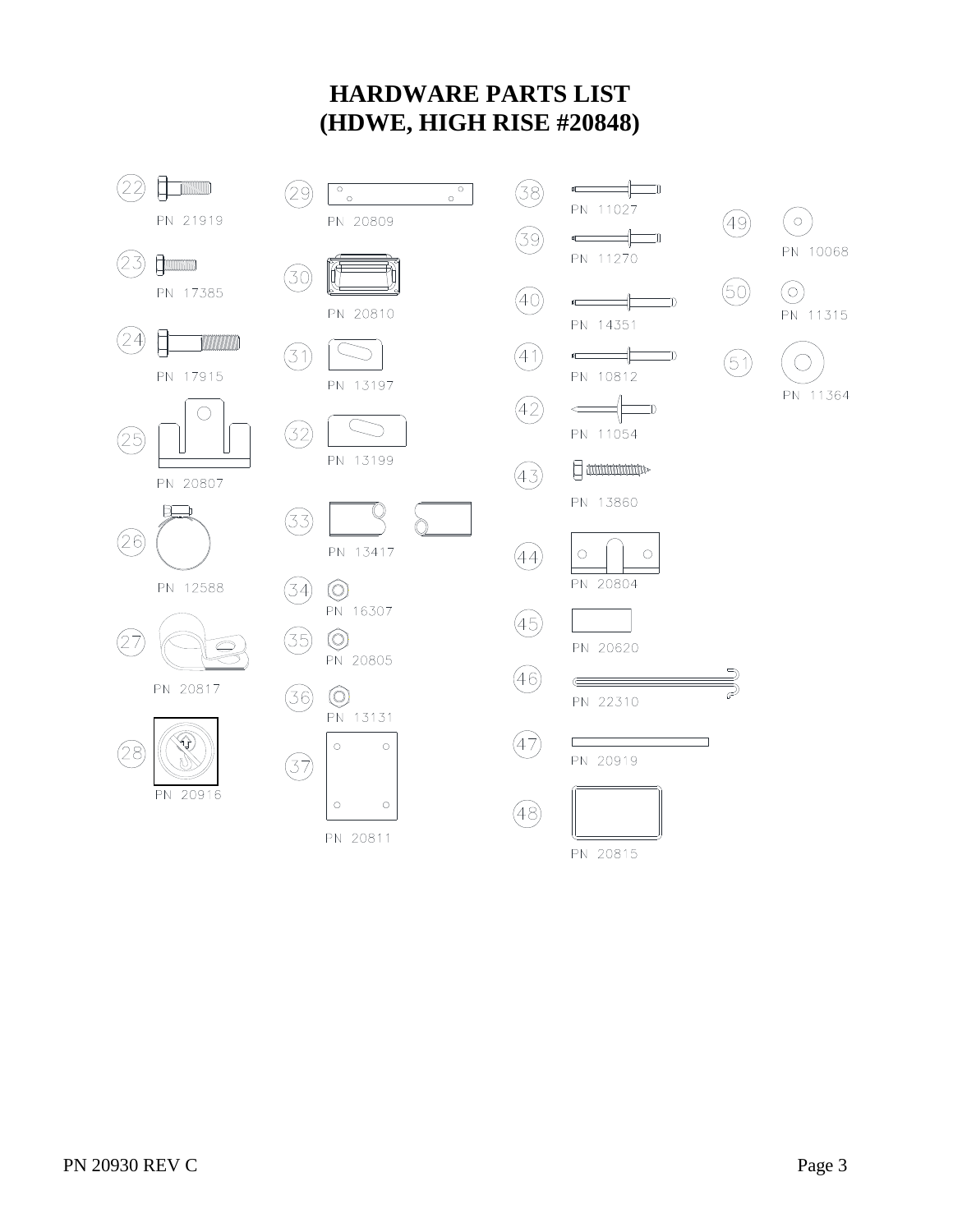# HARDWARE PARTS LIST
# (HDWE, HIGH RISE #20848)

| Item | PN |
|---|---|
| 22 | PN 21919 |
| 23 | PN 17385 |
| 24 | PN 17915 |
| 25 | PN 20807 |
| 26 | PN 12588 |
| 27 | PN 20817 |
| 28 | PN 20916 |
| 29 | PN 20809 |
| 30 | PN 20810 |
| 31 | PN 13197 |
| 32 | PN 13199 |
| 33 | PN 13417 |
| 34 | PN 16307 |
| 35 | PN 20805 |
| 36 | PN 13131 |
| 37 | PN 20811 |
| 38 | PN 11027 |
| 39 | PN 11270 |
| 40 | PN 14351 |
| 41 | PN 10812 |
| 42 | PN 11054 |
| 43 | PN 13860 |
| 44 | PN 20804 |
| 45 | PN 20620 |
| 46 | PN 22310 |
| 47 | PN 20919 |
| 48 | PN 20815 |
| 49 | PN 10068 |
| 50 | PN 11315 |
| 51 | PN 11364 |

PN 20930 REV C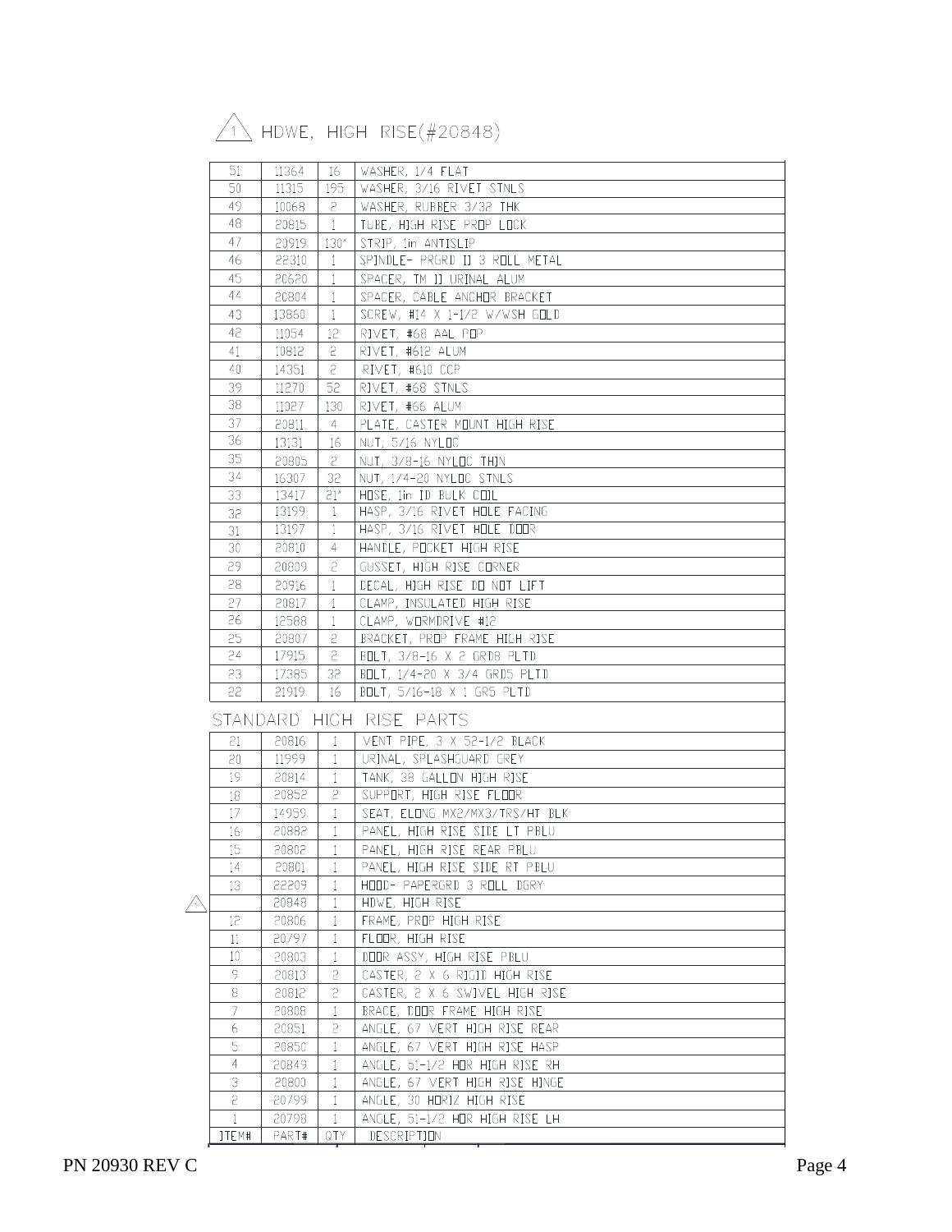## △1 HDWE, HIGH RISE(#20848)

| ITEM# | PART# | QTY | DESCRIPTION |
|---|---|---|---|
| 51 | 11364 | 16 | WASHER, 1/4 FLAT |
| 50 | 11315 | 195 | WASHER, 3/16 RIVET STNLS |
| 49 | 10068 | 2 | WASHER, RUBBER 3/32 THK |
| 48 | 20815 | 1 | TUBE, HIGH RISE PROP LOCK |
| 47 | 20919 | 130" | STRIP, 1in ANTISLIP |
| 46 | 22310 | 1 | SPINDLE- PRGRD II 3 ROLL METAL |
| 45 | 20620 | 1 | SPACER, TM II URINAL ALUM |
| 44 | 20804 | 1 | SPACER, CABLE ANCHOR BRACKET |
| 43 | 13860 | 1 | SCREW, #14 X 1-1/2 W/WSH GOLD |
| 42 | 11054 | 12 | RIVET, #68 AAL POP |
| 41 | 10812 | 2 | RIVET, #612 ALUM |
| 40 | 14351 | 2 | RIVET, #610 CCP |
| 39 | 11270 | 52 | RIVET, #68 STNLS |
| 38 | 11027 | 130 | RIVET, #66 ALUM |
| 37 | 20811 | 4 | PLATE, CASTER MOUNT HIGH RISE |
| 36 | 13131 | 16 | NUT, 5/16 NYLOC |
| 35 | 20805 | 2 | NUT, 3/8-16 NYLOC THIN |
| 34 | 16307 | 32 | NUT, 1/4-20 NYLOC STNLS |
| 33 | 13417 | 21" | HOSE, 1in ID BULK COIL |
| 32 | 13199 | 1 | HASP, 3/16 RIVET HOLE FACING |
| 31 | 13197 | 1 | HASP, 3/16 RIVET HOLE DOOR |
| 30 | 20810 | 4 | HANDLE, POCKET HIGH RISE |
| 29 | 20809 | 2 | GUSSET, HIGH RISE CORNER |
| 28 | 20916 | 1 | DECAL, HIGH RISE DO NOT LIFT |
| 27 | 20817 | 1 | CLAMP, INSULATED HIGH RISE |
| 26 | 12588 | 1 | CLAMP, WORMDRIVE #12 |
| 25 | 20807 | 2 | BRACKET, PROP FRAME HIGH RISE |
| 24 | 17915 | 2 | BOLT, 3/8-16 X 2 GRD8 PLTD |
| 23 | 17385 | 32 | BOLT, 1/4-20 X 3/4 GRD5 PLTD |
| 22 | 21919 | 16 | BOLT, 5/16-18 X 1 GR5 PLTD |
| **STANDARD HIGH RISE PARTS** | | | |
| 21 | 20816 | 1 | VENT PIPE, 3 X 52-1/2 BLACK |
| 20 | 11999 | 1 | URINAL, SPLASHGUARD GREY |
| 19 | 20814 | 1 | TANK, 38 GALLON HIGH RISE |
| 18 | 20852 | 2 | SUPPORT, HIGH RISE FLOOR |
| 17 | 14959 | 1 | SEAT, ELONG MX2/MX3/TRS/HT BLK |
| 16 | 20882 | 1 | PANEL, HIGH RISE SIDE LT PBLU |
| 15 | 20802 | 1 | PANEL, HIGH RISE REAR PBLU |
| 14 | 20801 | 1 | PANEL, HIGH RISE SIDE RT PBLU |
| 13 | 22209 | 1 | HOOD- PAPERGRD 3 ROLL DGRY |
| △1 | 20848 | 1 | HDWE, HIGH RISE |
| 12 | 20806 | 1 | FRAME, PROP HIGH RISE |
| 11 | 20797 | 1 | FLOOR, HIGH RISE |
| 10 | 20803 | 1 | DOOR ASSY, HIGH RISE PBLU |
| 9 | 20813 | 2 | CASTER, 2 X 6 RIGID HIGH RISE |
| 8 | 20812 | 2 | CASTER, 2 X 6 SWIVEL HIGH RISE |
| 7 | 20808 | 1 | BRACE, DOOR FRAME HIGH RISE |
| 6 | 20851 | 2 | ANGLE, 67 VERT HIGH RISE REAR |
| 5 | 20850 | 1 | ANGLE, 67 VERT HIGH RISE HASP |
| 4 | 20849 | 1 | ANGLE, 51-1/2 HOR HIGH RISE RH |
| 3 | 20800 | 1 | ANGLE, 67 VERT HIGH RISE HINGE |
| 2 | 20799 | 1 | ANGLE, 30 HORIZ HIGH RISE |
| 1 | 20798 | 1 | ANGLE, 51-1/2 HOR HIGH RISE LH |

PN 20930 REV C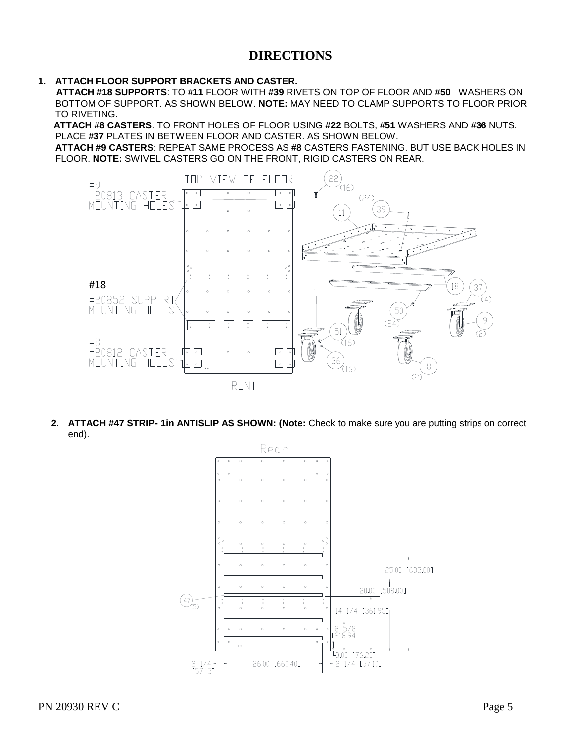# DIRECTIONS

1. **ATTACH FLOOR SUPPORT BRACKETS AND CASTER.**

   **ATTACH #18 SUPPORTS**: TO **#11** FLOOR WITH **#39** RIVETS ON TOP OF FLOOR AND **#50** WASHERS ON BOTTOM OF SUPPORT. AS SHOWN BELOW. **NOTE:** MAY NEED TO CLAMP SUPPORTS TO FLOOR PRIOR TO RIVETING.

   **ATTACH #8 CASTERS**: TO FRONT HOLES OF FLOOR USING **#22** BOLTS, **#51** WASHERS AND **#36** NUTS. PLACE **#37** PLATES IN BETWEEN FLOOR AND CASTER. AS SHOWN BELOW.

   **ATTACH #9 CASTERS**: REPEAT SAME PROCESS AS **#8** CASTERS FASTENING. BUT USE BACK HOLES IN FLOOR. **NOTE:** SWIVEL CASTERS GO ON THE FRONT, RIGID CASTERS ON REAR.

TOP VIEW OF FLOOR

#9
#20813 CASTER MOUNTING HOLES

#18
#20852 SUPPORT MOUNTING HOLES

#8
#20812 CASTER MOUNTING HOLES

FRONT

22 (16), (24), 39, 11, 18, 37 (4), 50 (24), 9 (2), 51 (16), 36 (16), 8 (2)

2. **ATTACH #47 STRIP- 1in ANTISLIP AS SHOWN: (Note:** Check to make sure you are putting strips on correct end).

Rear

47 (5)

25.00 [635.00]
20.00 [508.00]
14-1/4 [361.95]
8-5/8 [218.94]
3.00 [76.20]
2-1/4 [57.15]
26.00 [660.40]
2-1/4 [57.10]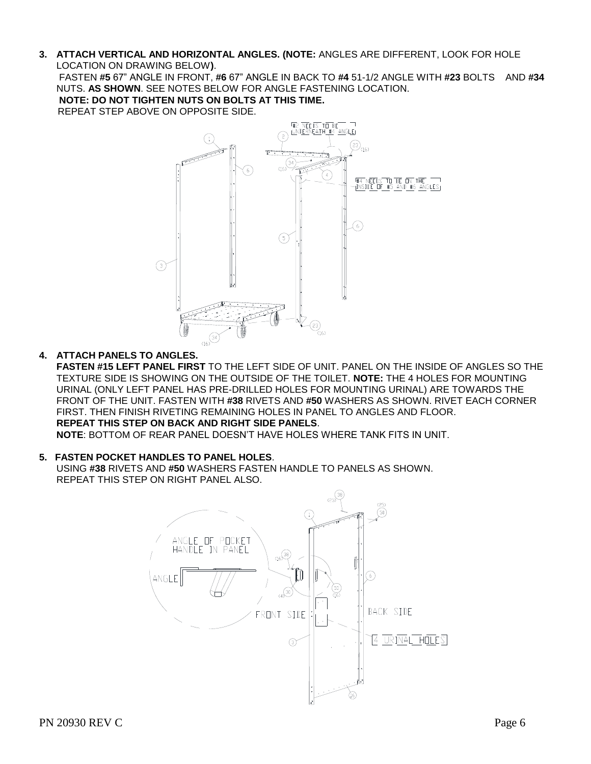3. **ATTACH VERTICAL AND HORIZONTAL ANGLES. (NOTE:** ANGLES ARE DIFFERENT, LOOK FOR HOLE LOCATION ON DRAWING BELOW**)**.
   FASTEN **#5** 67" ANGLE IN FRONT, **#6** 67" ANGLE IN BACK TO **#4** 51-1/2 ANGLE WITH **#23** BOLTS AND **#34** NUTS. **AS SHOWN**. SEE NOTES BELOW FOR ANGLE FASTENING LOCATION.
   **NOTE: DO NOT TIGHTEN NUTS ON BOLTS AT THIS TIME.**
   REPEAT STEP ABOVE ON OPPOSITE SIDE.

#2 NEEDS TO BE UNDERNEATH #4 ANGLE

#4 NEEDS TO BE ON THE INSIDE OF #5 AND #6 ANGLES

4. **ATTACH PANELS TO ANGLES.**
   **FASTEN #15 LEFT PANEL FIRST** TO THE LEFT SIDE OF UNIT. PANEL ON THE INSIDE OF ANGLES SO THE TEXTURE SIDE IS SHOWING ON THE OUTSIDE OF THE TOILET. **NOTE:** THE 4 HOLES FOR MOUNTING URINAL (ONLY LEFT PANEL HAS PRE-DRILLED HOLES FOR MOUNTING URINAL) ARE TOWARDS THE FRONT OF THE UNIT. FASTEN WITH **#38** RIVETS AND **#50** WASHERS AS SHOWN. RIVET EACH CORNER FIRST. THEN FINISH RIVETING REMAINING HOLES IN PANEL TO ANGLES AND FLOOR.
   **REPEAT THIS STEP ON BACK AND RIGHT SIDE PANELS**.
   **NOTE**: BOTTOM OF REAR PANEL DOESN'T HAVE HOLES WHERE TANK FITS IN UNIT.

5. **FASTEN POCKET HANDLES TO PANEL HOLES**.
   USING **#38** RIVETS AND **#50** WASHERS FASTEN HANDLE TO PANELS AS SHOWN.
   REPEAT THIS STEP ON RIGHT PANEL ALSO.

ANGLE OF POCKET HANDLE IN PANEL

ANGLE

FRONT SIDE

BACK SIDE

4 URINAL HOLES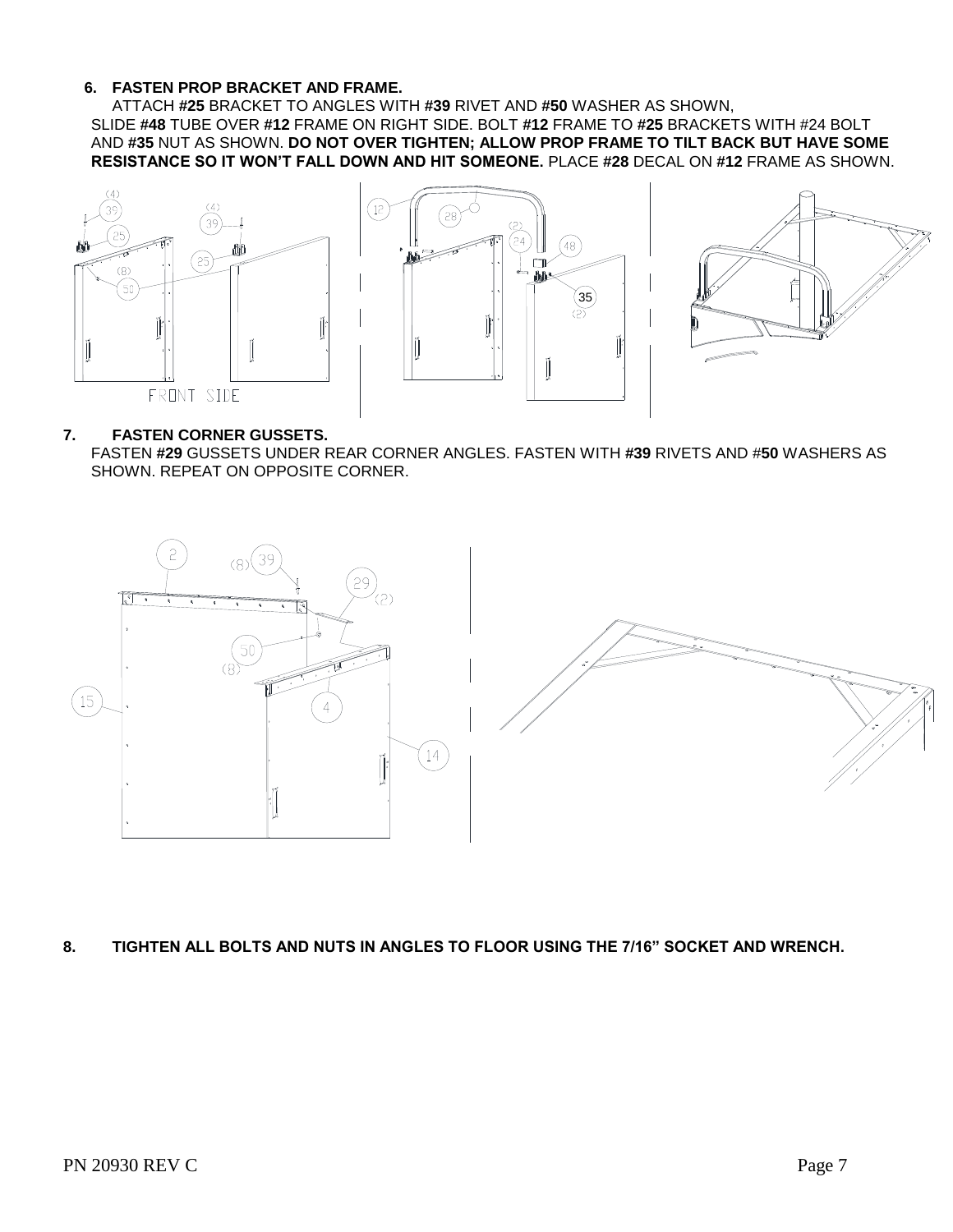**6. FASTEN PROP BRACKET AND FRAME.**

ATTACH **#25** BRACKET TO ANGLES WITH **#39** RIVET AND **#50** WASHER AS SHOWN, SLIDE **#48** TUBE OVER **#12** FRAME ON RIGHT SIDE. BOLT **#12** FRAME TO **#25** BRACKETS WITH #24 BOLT AND **#35** NUT AS SHOWN. **DO NOT OVER TIGHTEN; ALLOW PROP FRAME TO TILT BACK BUT HAVE SOME RESISTANCE SO IT WON'T FALL DOWN AND HIT SOMEONE.** PLACE **#28** DECAL ON **#12** FRAME AS SHOWN.

**7. FASTEN CORNER GUSSETS.**

FASTEN **#29** GUSSETS UNDER REAR CORNER ANGLES. FASTEN WITH **#39** RIVETS AND #**50** WASHERS AS SHOWN. REPEAT ON OPPOSITE CORNER.

**8. TIGHTEN ALL BOLTS AND NUTS IN ANGLES TO FLOOR USING THE 7/16" SOCKET AND WRENCH.**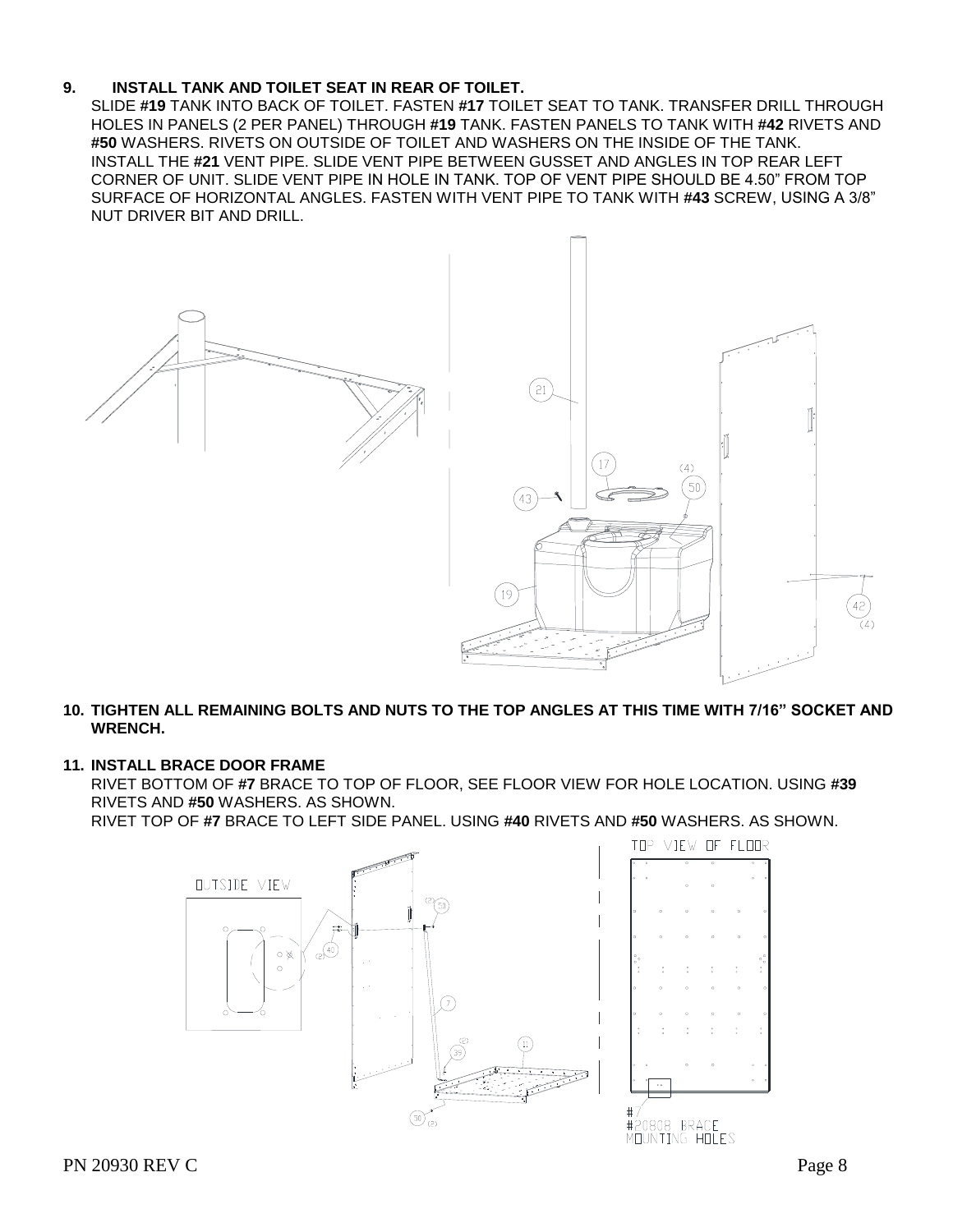**9. INSTALL TANK AND TOILET SEAT IN REAR OF TOILET.**

SLIDE **#19** TANK INTO BACK OF TOILET. FASTEN **#17** TOILET SEAT TO TANK. TRANSFER DRILL THROUGH HOLES IN PANELS (2 PER PANEL) THROUGH **#19** TANK. FASTEN PANELS TO TANK WITH **#42** RIVETS AND **#50** WASHERS. RIVETS ON OUTSIDE OF TOILET AND WASHERS ON THE INSIDE OF THE TANK.
INSTALL THE **#21** VENT PIPE. SLIDE VENT PIPE BETWEEN GUSSET AND ANGLES IN TOP REAR LEFT CORNER OF UNIT. SLIDE VENT PIPE IN HOLE IN TANK. TOP OF VENT PIPE SHOULD BE 4.50" FROM TOP SURFACE OF HORIZONTAL ANGLES. FASTEN WITH VENT PIPE TO TANK WITH **#43** SCREW, USING A 3/8" NUT DRIVER BIT AND DRILL.

**10. TIGHTEN ALL REMAINING BOLTS AND NUTS TO THE TOP ANGLES AT THIS TIME WITH 7/16" SOCKET AND WRENCH.**

**11. INSTALL BRACE DOOR FRAME**

RIVET BOTTOM OF **#7** BRACE TO TOP OF FLOOR, SEE FLOOR VIEW FOR HOLE LOCATION. USING **#39** RIVETS AND **#50** WASHERS. AS SHOWN.
RIVET TOP OF **#7** BRACE TO LEFT SIDE PANEL. USING **#40** RIVETS AND **#50** WASHERS. AS SHOWN.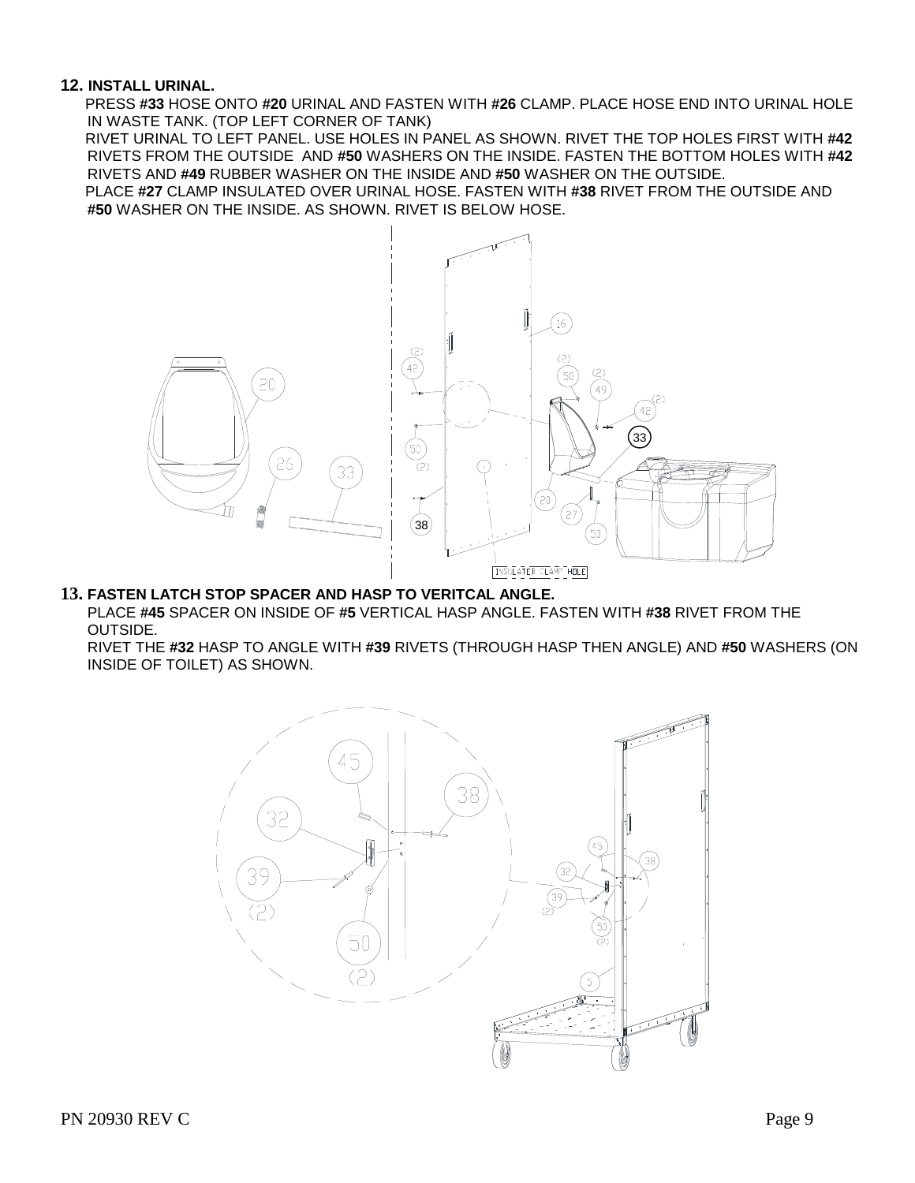## 12. INSTALL URINAL.

PRESS **#33** HOSE ONTO **#20** URINAL AND FASTEN WITH **#26** CLAMP. PLACE HOSE END INTO URINAL HOLE IN WASTE TANK. (TOP LEFT CORNER OF TANK)

RIVET URINAL TO LEFT PANEL. USE HOLES IN PANEL AS SHOWN. RIVET THE TOP HOLES FIRST WITH **#42** RIVETS FROM THE OUTSIDE AND **#50** WASHERS ON THE INSIDE. FASTEN THE BOTTOM HOLES WITH **#42** RIVETS AND **#49** RUBBER WASHER ON THE INSIDE AND **#50** WASHER ON THE OUTSIDE.

PLACE **#27** CLAMP INSULATED OVER URINAL HOSE. FASTEN WITH **#38** RIVET FROM THE OUTSIDE AND **#50** WASHER ON THE INSIDE. AS SHOWN. RIVET IS BELOW HOSE.

## 13. FASTEN LATCH STOP SPACER AND HASP TO VERITCAL ANGLE.

PLACE **#45** SPACER ON INSIDE OF **#5** VERTICAL HASP ANGLE. FASTEN WITH **#38** RIVET FROM THE OUTSIDE.

RIVET THE **#32** HASP TO ANGLE WITH **#39** RIVETS (THROUGH HASP THEN ANGLE) AND **#50** WASHERS (ON INSIDE OF TOILET) AS SHOWN.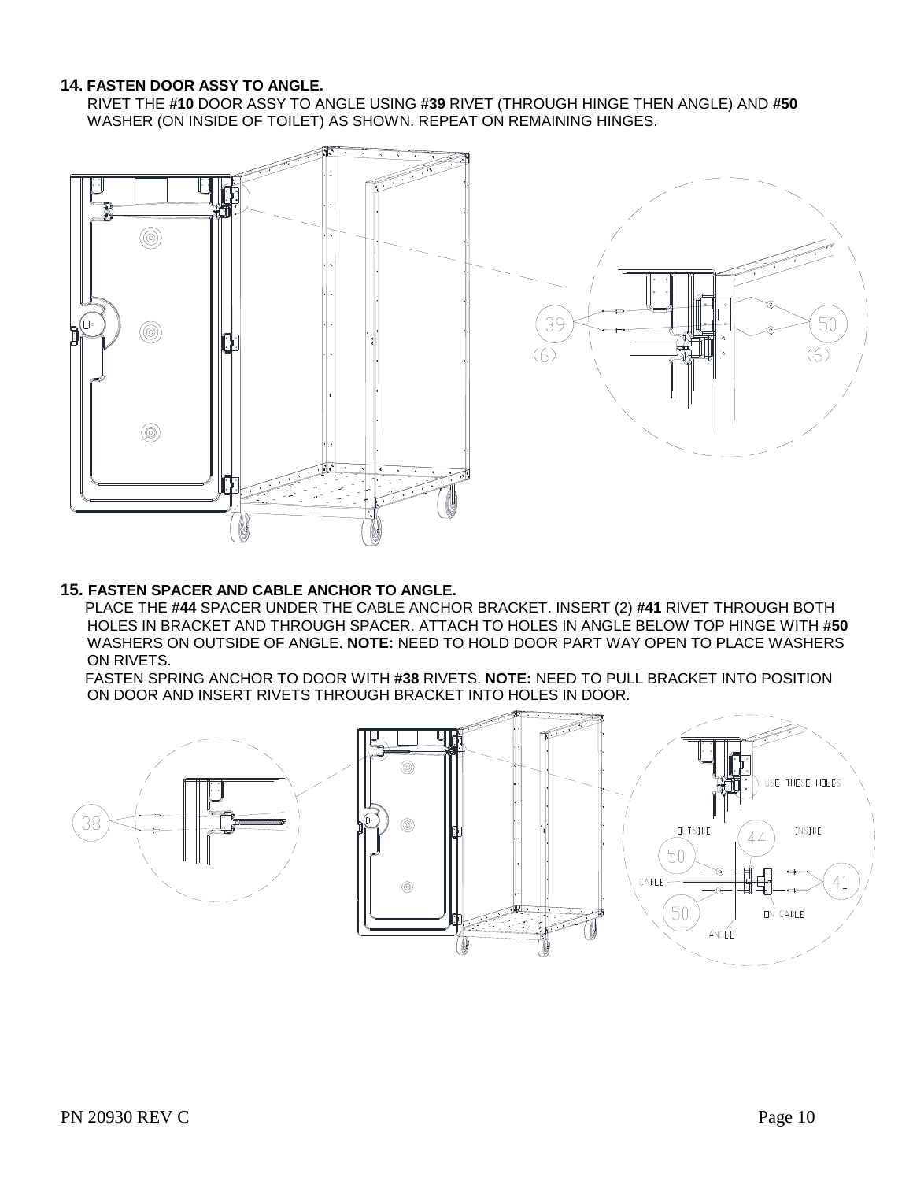**14. FASTEN DOOR ASSY TO ANGLE.**

RIVET THE **#10** DOOR ASSY TO ANGLE USING **#39** RIVET (THROUGH HINGE THEN ANGLE) AND **#50** WASHER (ON INSIDE OF TOILET) AS SHOWN. REPEAT ON REMAINING HINGES.

**15. FASTEN SPACER AND CABLE ANCHOR TO ANGLE.**

PLACE THE **#44** SPACER UNDER THE CABLE ANCHOR BRACKET. INSERT (2) **#41** RIVET THROUGH BOTH HOLES IN BRACKET AND THROUGH SPACER. ATTACH TO HOLES IN ANGLE BELOW TOP HINGE WITH **#50** WASHERS ON OUTSIDE OF ANGLE. **NOTE:** NEED TO HOLD DOOR PART WAY OPEN TO PLACE WASHERS ON RIVETS.

FASTEN SPRING ANCHOR TO DOOR WITH **#38** RIVETS. **NOTE:** NEED TO PULL BRACKET INTO POSITION ON DOOR AND INSERT RIVETS THROUGH BRACKET INTO HOLES IN DOOR.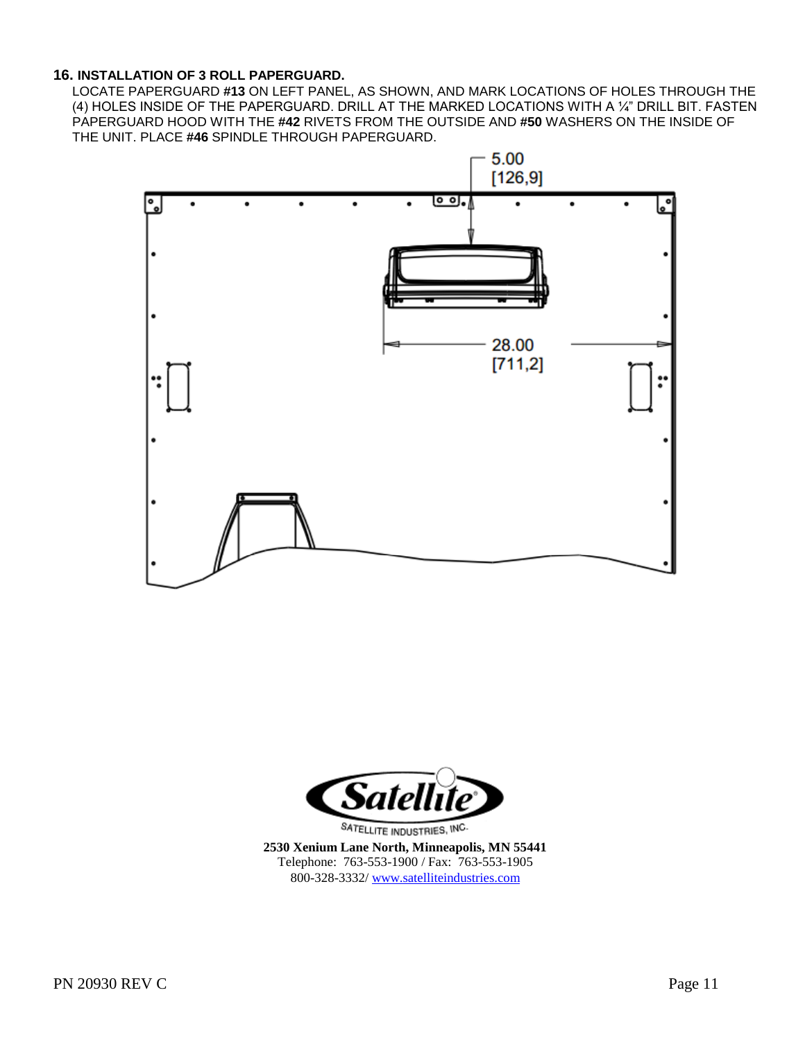## 16. INSTALLATION OF 3 ROLL PAPERGUARD.

LOCATE PAPERGUARD #**13** ON LEFT PANEL, AS SHOWN, AND MARK LOCATIONS OF HOLES THROUGH THE (4) HOLES INSIDE OF THE PAPERGUARD. DRILL AT THE MARKED LOCATIONS WITH A ¼" DRILL BIT. FASTEN PAPERGUARD HOOD WITH THE #**42** RIVETS FROM THE OUTSIDE AND #**50** WASHERS ON THE INSIDE OF THE UNIT. PLACE #**46** SPINDLE THROUGH PAPERGUARD.

5.00
[126,9]

28.00
[711,2]

Satellite
SATELLITE INDUSTRIES, INC.

**2530 Xenium Lane North, Minneapolis, MN 55441**
Telephone: 763-553-1900 / Fax: 763-553-1905
800-328-3332/ www.satelliteindustries.com

PN 20930 REV C